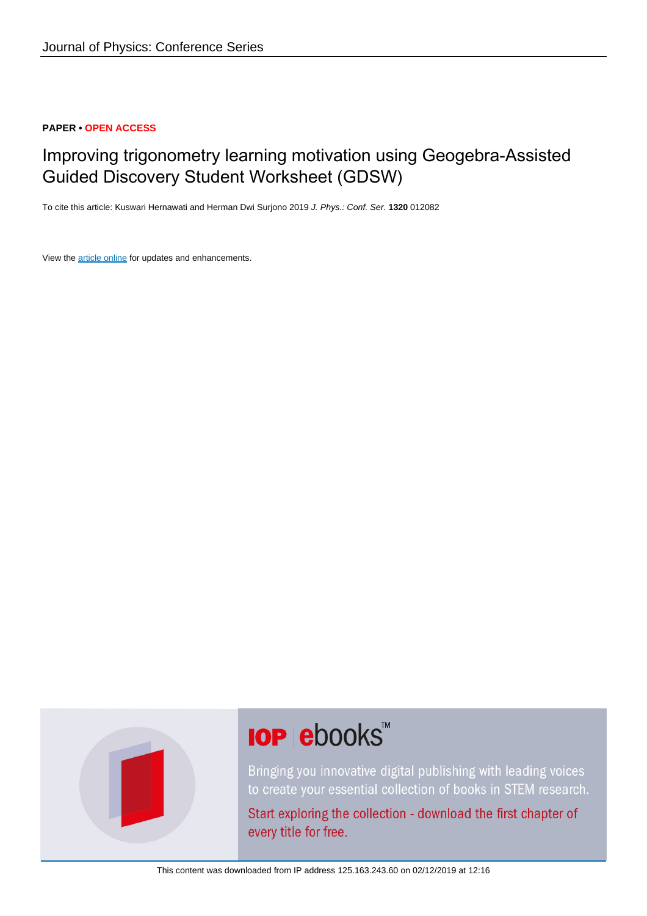Journal of Physics: Conference Series

**PAPER • OPEN ACCESS**

# Improving trigonometry learning motivation using Geogebra-Assisted Guided Discovery Student Worksheet (GDSW)

To cite this article: Kuswari Hernawati and Herman Dwi Surjono 2019 *J. Phys.: Conf. Ser.* **1320** 012082

View the article online for updates and enhancements.

IOP ebooks™

Bringing you innovative digital publishing with leading voices to create your essential collection of books in STEM research.

Start exploring the collection - download the first chapter of every title for free.

This content was downloaded from IP address 125.163.243.60 on 02/12/2019 at 12:16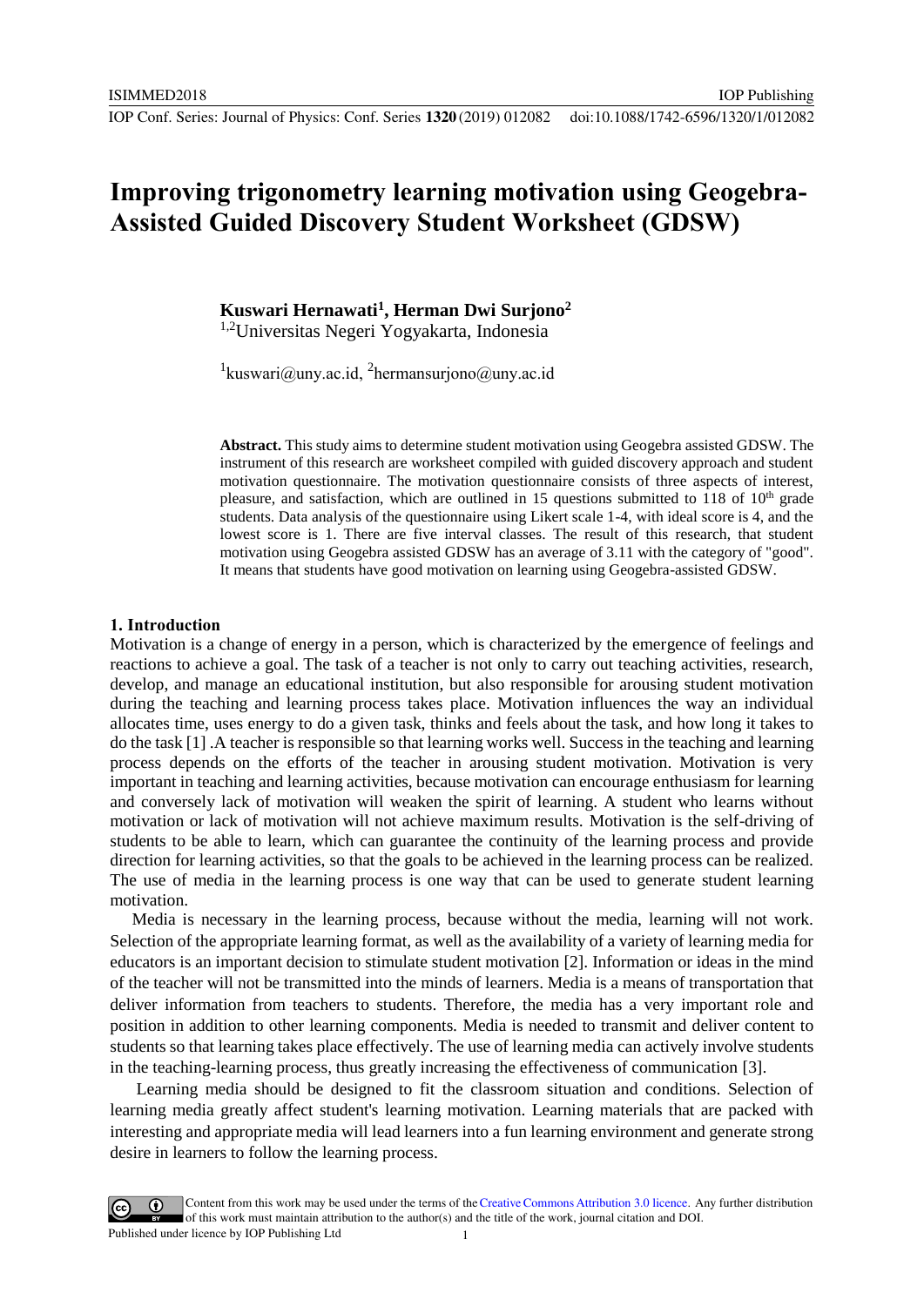# Improving trigonometry learning motivation using Geogebra-Assisted Guided Discovery Student Worksheet (GDSW)

**Kuswari Hernawati[1], Herman Dwi Surjono[2]**

[1,2]Universitas Negeri Yogyakarta, Indonesia

[1]kuswari@uny.ac.id, [2]hermansurjono@uny.ac.id

**Abstract.** This study aims to determine student motivation using Geogebra assisted GDSW. The instrument of this research are worksheet compiled with guided discovery approach and student motivation questionnaire. The motivation questionnaire consists of three aspects of interest, pleasure, and satisfaction, which are outlined in 15 questions submitted to 118 of $10^{th}$ grade students. Data analysis of the questionnaire using Likert scale 1-4, with ideal score is 4, and the lowest score is 1. There are five interval classes. The result of this research, that student motivation using Geogebra assisted GDSW has an average of 3.11 with the category of "good". It means that students have good motivation on learning using Geogebra-assisted GDSW.

## 1. Introduction

Motivation is a change of energy in a person, which is characterized by the emergence of feelings and reactions to achieve a goal. The task of a teacher is not only to carry out teaching activities, research, develop, and manage an educational institution, but also responsible for arousing student motivation during the teaching and learning process takes place. Motivation influences the way an individual allocates time, uses energy to do a given task, thinks and feels about the task, and how long it takes to do the task [1] .A teacher is responsible so that learning works well. Success in the teaching and learning process depends on the efforts of the teacher in arousing student motivation. Motivation is very important in teaching and learning activities, because motivation can encourage enthusiasm for learning and conversely lack of motivation will weaken the spirit of learning. A student who learns without motivation or lack of motivation will not achieve maximum results. Motivation is the self-driving of students to be able to learn, which can guarantee the continuity of the learning process and provide direction for learning activities, so that the goals to be achieved in the learning process can be realized. The use of media in the learning process is one way that can be used to generate student learning motivation.

Media is necessary in the learning process, because without the media, learning will not work. Selection of the appropriate learning format, as well as the availability of a variety of learning media for educators is an important decision to stimulate student motivation [2]. Information or ideas in the mind of the teacher will not be transmitted into the minds of learners. Media is a means of transportation that deliver information from teachers to students. Therefore, the media has a very important role and position in addition to other learning components. Media is needed to transmit and deliver content to students so that learning takes place effectively. The use of learning media can actively involve students in the teaching-learning process, thus greatly increasing the effectiveness of communication [3].

Learning media should be designed to fit the classroom situation and conditions. Selection of learning media greatly affect student's learning motivation. Learning materials that are packed with interesting and appropriate media will lead learners into a fun learning environment and generate strong desire in learners to follow the learning process.

Content from this work may be used under the terms of the Creative Commons Attribution 3.0 licence. Any further distribution of this work must maintain attribution to the author(s) and the title of the work, journal citation and DOI.
Published under licence by IOP Publishing Ltd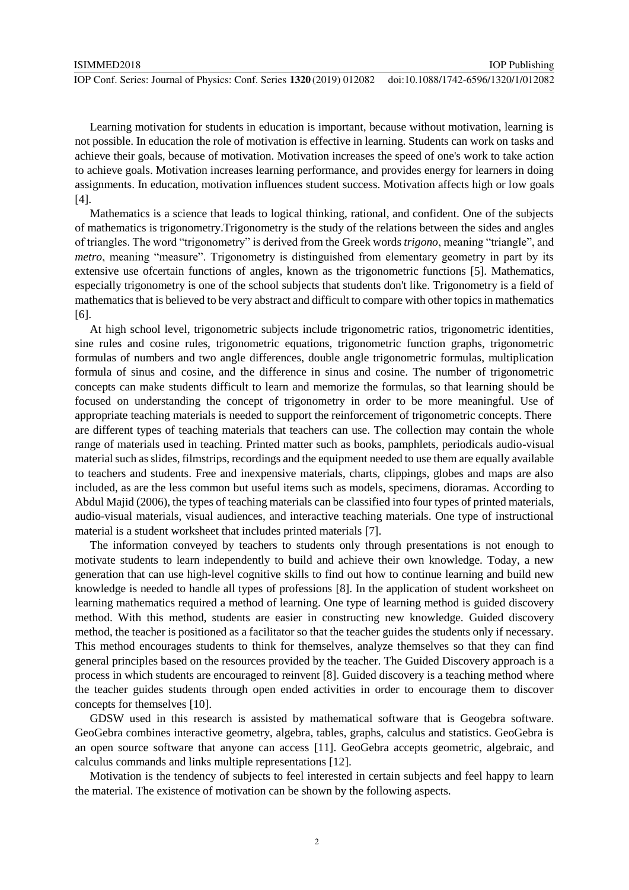Learning motivation for students in education is important, because without motivation, learning is not possible. In education the role of motivation is effective in learning. Students can work on tasks and achieve their goals, because of motivation. Motivation increases the speed of one's work to take action to achieve goals. Motivation increases learning performance, and provides energy for learners in doing assignments. In education, motivation influences student success. Motivation affects high or low goals [4].

Mathematics is a science that leads to logical thinking, rational, and confident. One of the subjects of mathematics is trigonometry.Trigonometry is the study of the relations between the sides and angles of triangles. The word "trigonometry" is derived from the Greek words *trigono*, meaning "triangle", and *metro*, meaning "measure". Trigonometry is distinguished from elementary geometry in part by its extensive use ofcertain functions of angles, known as the trigonometric functions [5]. Mathematics, especially trigonometry is one of the school subjects that students don't like. Trigonometry is a field of mathematics that is believed to be very abstract and difficult to compare with other topics in mathematics [6].

At high school level, trigonometric subjects include trigonometric ratios, trigonometric identities, sine rules and cosine rules, trigonometric equations, trigonometric function graphs, trigonometric formulas of numbers and two angle differences, double angle trigonometric formulas, multiplication formula of sinus and cosine, and the difference in sinus and cosine. The number of trigonometric concepts can make students difficult to learn and memorize the formulas, so that learning should be focused on understanding the concept of trigonometry in order to be more meaningful. Use of appropriate teaching materials is needed to support the reinforcement of trigonometric concepts. There are different types of teaching materials that teachers can use. The collection may contain the whole range of materials used in teaching. Printed matter such as books, pamphlets, periodicals audio-visual material such as slides, filmstrips, recordings and the equipment needed to use them are equally available to teachers and students. Free and inexpensive materials, charts, clippings, globes and maps are also included, as are the less common but useful items such as models, specimens, dioramas. According to Abdul Majid (2006), the types of teaching materials can be classified into four types of printed materials, audio-visual materials, visual audiences, and interactive teaching materials. One type of instructional material is a student worksheet that includes printed materials [7].

The information conveyed by teachers to students only through presentations is not enough to motivate students to learn independently to build and achieve their own knowledge. Today, a new generation that can use high-level cognitive skills to find out how to continue learning and build new knowledge is needed to handle all types of professions [8]. In the application of student worksheet on learning mathematics required a method of learning. One type of learning method is guided discovery method. With this method, students are easier in constructing new knowledge. Guided discovery method, the teacher is positioned as a facilitator so that the teacher guides the students only if necessary. This method encourages students to think for themselves, analyze themselves so that they can find general principles based on the resources provided by the teacher. The Guided Discovery approach is a process in which students are encouraged to reinvent [8]. Guided discovery is a teaching method where the teacher guides students through open ended activities in order to encourage them to discover concepts for themselves [10].

GDSW used in this research is assisted by mathematical software that is Geogebra software. GeoGebra combines interactive geometry, algebra, tables, graphs, calculus and statistics. GeoGebra is an open source software that anyone can access [11]. GeoGebra accepts geometric, algebraic, and calculus commands and links multiple representations [12].

Motivation is the tendency of subjects to feel interested in certain subjects and feel happy to learn the material. The existence of motivation can be shown by the following aspects.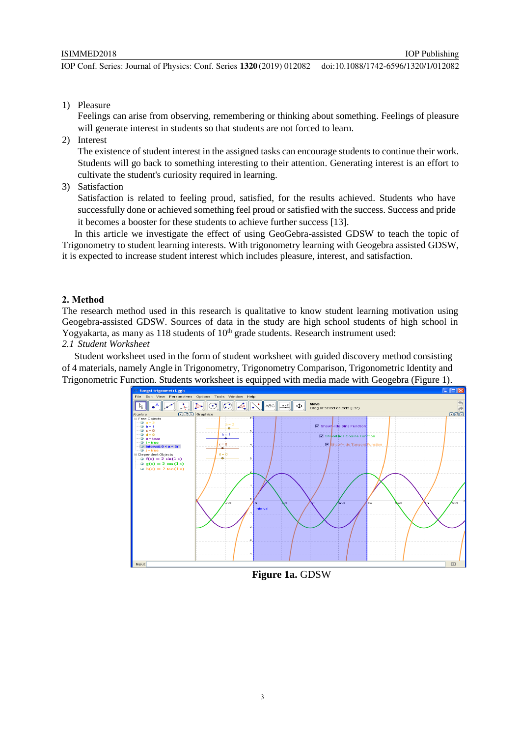1) Pleasure
   Feelings can arise from observing, remembering or thinking about something. Feelings of pleasure will generate interest in students so that students are not forced to learn.
2) Interest
   The existence of student interest in the assigned tasks can encourage students to continue their work. Students will go back to something interesting to their attention. Generating interest is an effort to cultivate the student's curiosity required in learning.
3) Satisfaction
   Satisfaction is related to feeling proud, satisfied, for the results achieved. Students who have successfully done or achieved something feel proud or satisfied with the success. Success and pride it becomes a booster for these students to achieve further success [13].

In this article we investigate the effect of using GeoGebra-assisted GDSW to teach the topic of Trigonometry to student learning interests. With trigonometry learning with Geogebra assisted GDSW, it is expected to increase student interest which includes pleasure, interest, and satisfaction.

## 2. Method

The research method used in this research is qualitative to know student learning motivation using Geogebra-assisted GDSW. Sources of data in the study are high school students of high school in Yogyakarta, as many as 118 students of 10th grade students. Research instrument used:

*2.1 Student Worksheet*

Student worksheet used in the form of student worksheet with guided discovery method consisting of 4 materials, namely Angle in Trigonometry, Trigonometry Comparison, Trigonometric Identity and Trigonometric Function. Students worksheet is equipped with media made with Geogebra (Figure 1).

**Figure 1a.** GDSW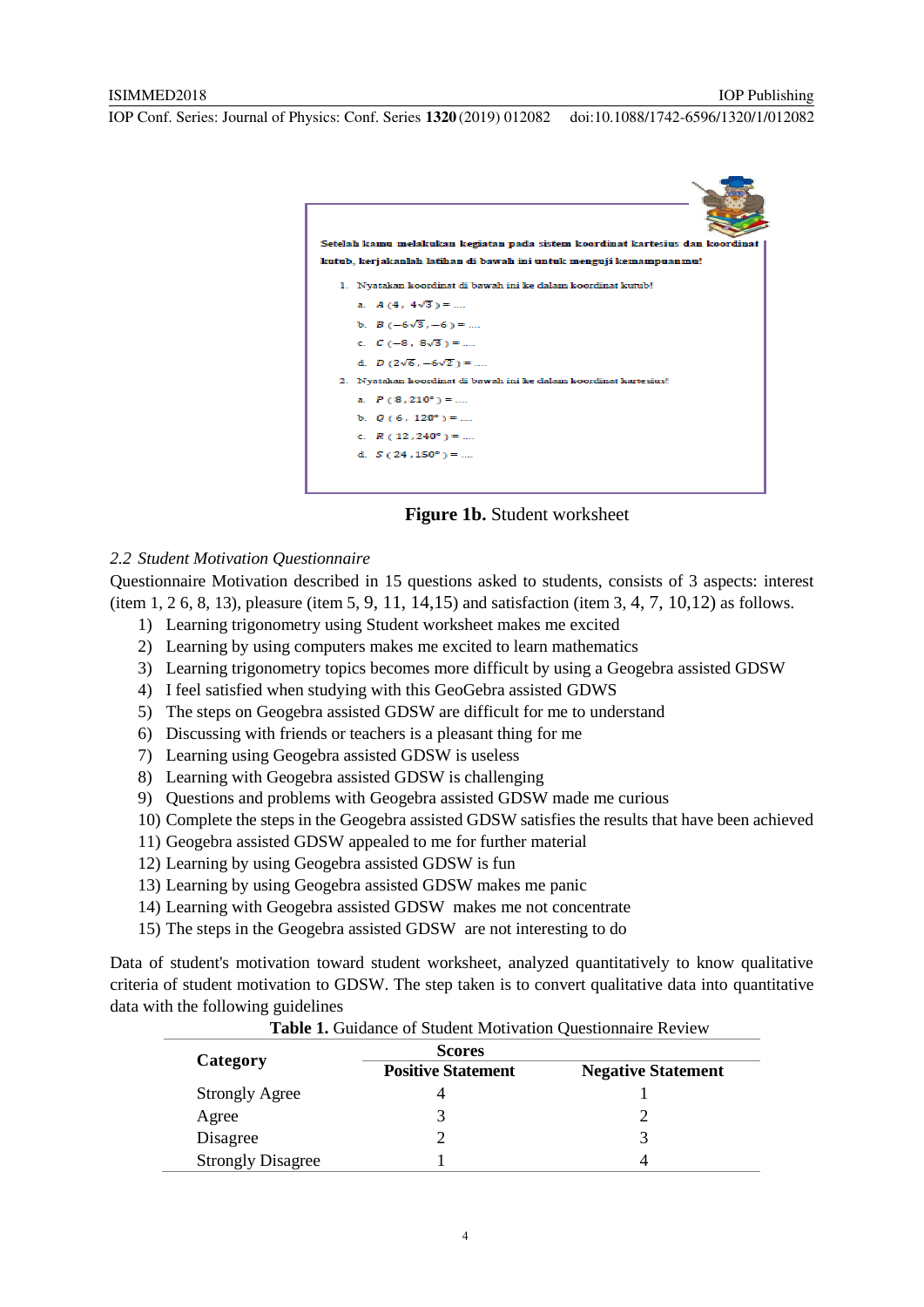Setelah kamu melakukan kegiatan pada sistem koordinat kartesius dan koordinat kutub, kerjakanlah latihan di bawah ini untuk menguji kemampuanmu!

1. Nyatakan koordinat di bawah ini ke dalam koordinat kutub!
   a. $A\ (4\ ,\ 4\sqrt{3}\ ) = ....$
   b. $B\ (-6\sqrt{3}\ , -6\ ) = ....$
   c. $C\ (-8\ ,\ 8\sqrt{3}\ ) = ....$
   d. $D\ (2\sqrt{6}\ , -6\sqrt{2}\ ) = ....$
2. Nyatakan koordinat di bawah ini ke dalam koordinat kartesius!
   a. $P\ (\ 8\ , 210°\ ) = ....$
   b. $Q\ (\ 6\ ,\ 120°\ ) = ....$
   c. $R\ (\ 12\ , 240°\ ) = ....$
   d. $S\ (\ 24\ , 150°\ ) = ....$

**Figure 1b.** Student worksheet

### *2.2 Student Motivation Questionnaire*

Questionnaire Motivation described in 15 questions asked to students, consists of 3 aspects: interest (item 1, 2 6, 8, 13), pleasure (item 5, 9, 11, 14,15) and satisfaction (item 3, 4, 7, 10,12) as follows.

1) Learning trigonometry using Student worksheet makes me excited
2) Learning by using computers makes me excited to learn mathematics
3) Learning trigonometry topics becomes more difficult by using a Geogebra assisted GDSW
4) I feel satisfied when studying with this GeoGebra assisted GDWS
5) The steps on Geogebra assisted GDSW are difficult for me to understand
6) Discussing with friends or teachers is a pleasant thing for me
7) Learning using Geogebra assisted GDSW is useless
8) Learning with Geogebra assisted GDSW is challenging
9) Questions and problems with Geogebra assisted GDSW made me curious
10) Complete the steps in the Geogebra assisted GDSW satisfies the results that have been achieved
11) Geogebra assisted GDSW appealed to me for further material
12) Learning by using Geogebra assisted GDSW is fun
13) Learning by using Geogebra assisted GDSW makes me panic
14) Learning with Geogebra assisted GDSW makes me not concentrate
15) The steps in the Geogebra assisted GDSW are not interesting to do

Data of student's motivation toward student worksheet, analyzed quantitatively to know qualitative criteria of student motivation to GDSW. The step taken is to convert qualitative data into quantitative data with the following guidelines

**Table 1.** Guidance of Student Motivation Questionnaire Review

| Category | Scores | |
|---|---|---|
| | **Positive Statement** | **Negative Statement** |
| Strongly Agree | 4 | 1 |
| Agree | 3 | 2 |
| Disagree | 2 | 3 |
| Strongly Disagree | 1 | 4 |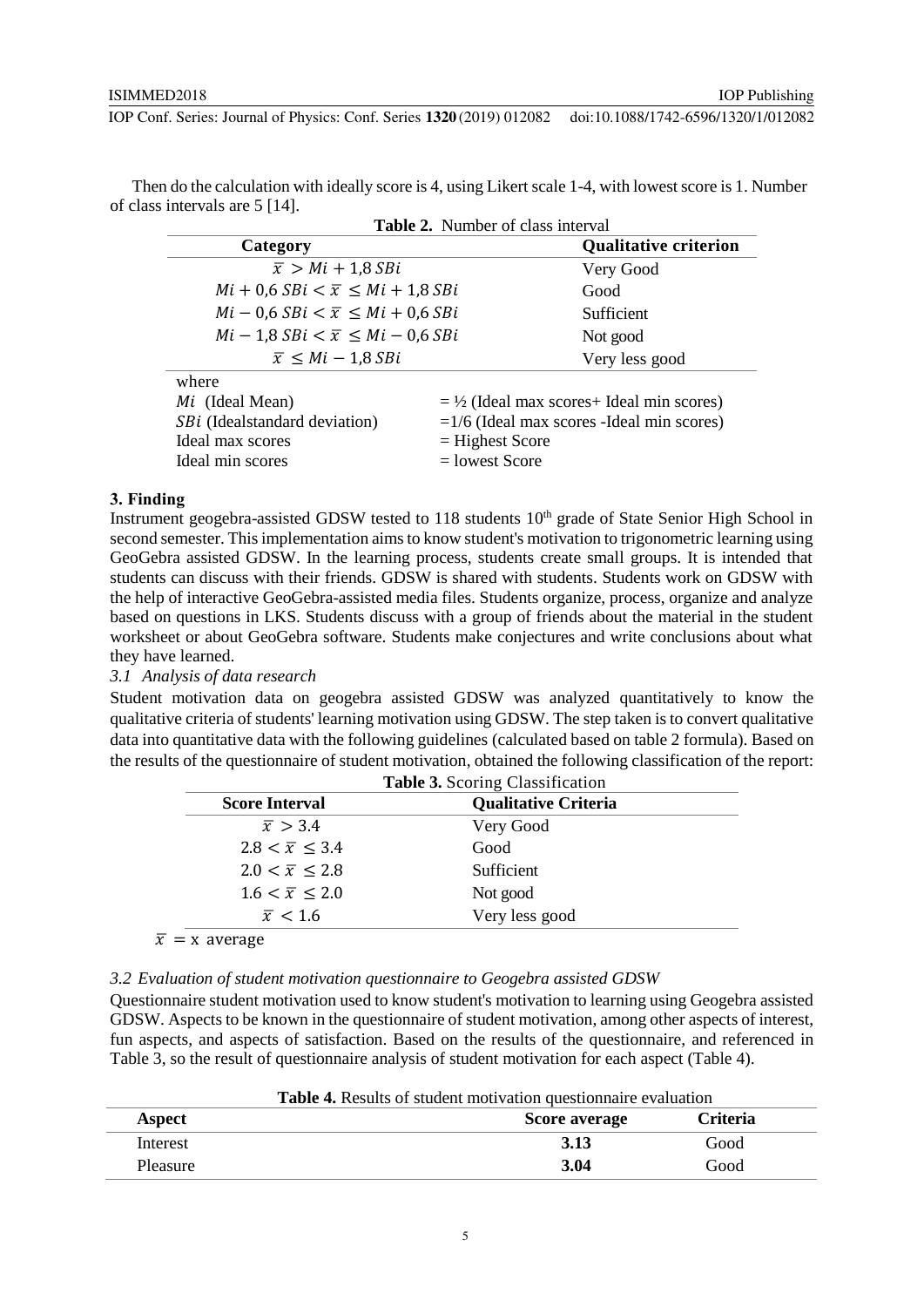Then do the calculation with ideally score is 4, using Likert scale 1-4, with lowest score is 1. Number of class intervals are 5 [14].

**Table 2.** Number of class interval

| Category | Qualitative criterion |
|---|---|
| $\bar{x} > Mi + 1{,}8\, SBi$ | Very Good |
| $Mi + 0{,}6\, SBi < \bar{x} \leq Mi + 1{,}8\, SBi$ | Good |
| $Mi - 0{,}6\, SBi < \bar{x} \leq Mi + 0{,}6\, SBi$ | Sufficient |
| $Mi - 1{,}8\, SBi < \bar{x} \leq Mi - 0{,}6\, SBi$ | Not good |
| $\bar{x} \leq Mi - 1{,}8\, SBi$ | Very less good |

where

| | |
|---|---|
| $Mi$ (Ideal Mean) | = ½ (Ideal max scores+ Ideal min scores) |
| $SBi$ (Idealstandard deviation) | =1/6 (Ideal max scores -Ideal min scores) |
| Ideal max scores | = Highest Score |
| Ideal min scores | = lowest Score |

## 3. Finding

Instrument geogebra-assisted GDSW tested to 118 students 10th grade of State Senior High School in second semester. This implementation aims to know student's motivation to trigonometric learning using GeoGebra assisted GDSW. In the learning process, students create small groups. It is intended that students can discuss with their friends. GDSW is shared with students. Students work on GDSW with the help of interactive GeoGebra-assisted media files. Students organize, process, organize and analyze based on questions in LKS. Students discuss with a group of friends about the material in the student worksheet or about GeoGebra software. Students make conjectures and write conclusions about what they have learned.

### *3.1 Analysis of data research*

Student motivation data on geogebra assisted GDSW was analyzed quantitatively to know the qualitative criteria of students' learning motivation using GDSW. The step taken is to convert qualitative data into quantitative data with the following guidelines (calculated based on table 2 formula). Based on the results of the questionnaire of student motivation, obtained the following classification of the report:

**Table 3.** Scoring Classification

| Score Interval | Qualitative Criteria |
|---|---|
| $\bar{x} > 3.4$ | Very Good |
| $2.8 < \bar{x} \leq 3.4$ | Good |
| $2.0 < \bar{x} \leq 2.8$ | Sufficient |
| $1.6 < \bar{x} \leq 2.0$ | Not good |
| $\bar{x} < 1.6$ | Very less good |

$\bar{x}$ = x average

### *3.2 Evaluation of student motivation questionnaire to Geogebra assisted GDSW*

Questionnaire student motivation used to know student's motivation to learning using Geogebra assisted GDSW. Aspects to be known in the questionnaire of student motivation, among other aspects of interest, fun aspects, and aspects of satisfaction. Based on the results of the questionnaire, and referenced in Table 3, so the result of questionnaire analysis of student motivation for each aspect (Table 4).

**Table 4.** Results of student motivation questionnaire evaluation

| Aspect | Score average | Criteria |
|---|---|---|
| Interest | **3.13** | Good |
| Pleasure | **3.04** | Good |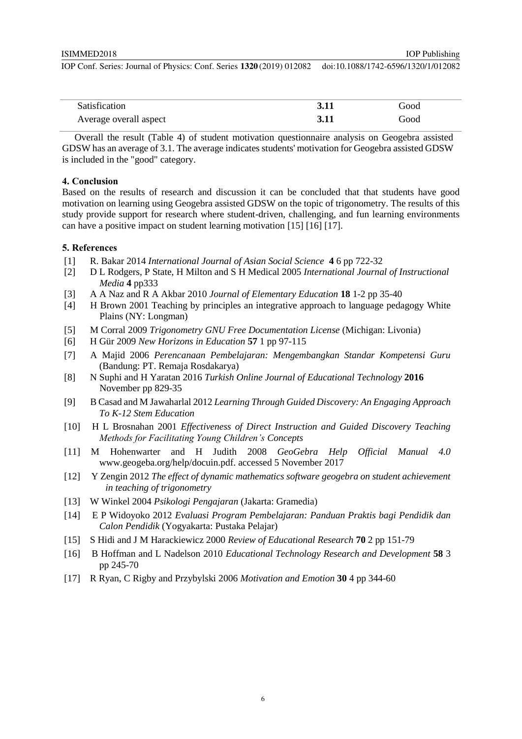| | | |
|---|---|---|
| Satisfication | **3.11** | Good |
| Average overall aspect | **3.11** | Good |

Overall the result (Table 4) of student motivation questionnaire analysis on Geogebra assisted GDSW has an average of 3.1. The average indicates students' motivation for Geogebra assisted GDSW is included in the "good" category.

## 4. Conclusion

Based on the results of research and discussion it can be concluded that that students have good motivation on learning using Geogebra assisted GDSW on the topic of trigonometry. The results of this study provide support for research where student-driven, challenging, and fun learning environments can have a positive impact on student learning motivation [15] [16] [17].

## 5. References

[1] R. Bakar 2014 *International Journal of Asian Social Science* **4** 6 pp 722-32

[2] D L Rodgers, P State, H Milton and S H Medical 2005 *International Journal of Instructional Media* **4** pp333

[3] A A Naz and R A Akbar 2010 *Journal of Elementary Education* **18** 1-2 pp 35-40

[4] H Brown 2001 Teaching by principles an integrative approach to language pedagogy White Plains (NY: Longman)

[5] M Corral 2009 *Trigonometry GNU Free Documentation License* (Michigan: Livonia)

[6] H Gür 2009 *New Horizons in Education* **57** 1 pp 97-115

[7] A Majid 2006 *Perencanaan Pembelajaran: Mengembangkan Standar Kompetensi Guru* (Bandung: PT. Remaja Rosdakarya)

[8] N Suphi and H Yaratan 2016 *Turkish Online Journal of Educational Technology* **2016** November pp 829-35

[9] B Casad and M Jawaharlal 2012 *Learning Through Guided Discovery: An Engaging Approach To K-12 Stem Education*

[10] H L Brosnahan 2001 *Effectiveness of Direct Instruction and Guided Discovery Teaching Methods for Facilitating Young Children's Concepts*

[11] M Hohenwarter and H Judith 2008 *GeoGebra Help Official Manual 4.0* www.geogeba.org/help/docuin.pdf. accessed 5 November 2017

[12] Y Zengin 2012 *The effect of dynamic mathematics software geogebra on student achievement in teaching of trigonometry*

[13] W Winkel 2004 *Psikologi Pengajaran* (Jakarta: Gramedia)

[14] E P Widoyoko 2012 *Evaluasi Program Pembelajaran: Panduan Praktis bagi Pendidik dan Calon Pendidik* (Yogyakarta: Pustaka Pelajar)

[15] S Hidi and J M Harackiewicz 2000 *Review of Educational Research* **70** 2 pp 151-79

[16] B Hoffman and L Nadelson 2010 *Educational Technology Research and Development* **58** 3 pp 245-70

[17] R Ryan, C Rigby and Przybylski 2006 *Motivation and Emotion* **30** 4 pp 344-60